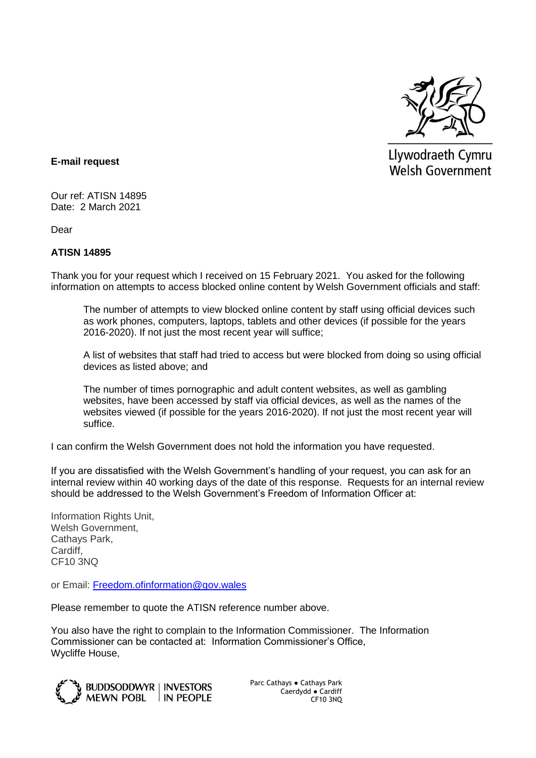Llywodraeth Cymru
Welsh Government

**E-mail request**

Our ref: ATISN 14895
Date: 2 March 2021

Dear

**ATISN 14895**

Thank you for your request which I received on 15 February 2021. You asked for the following information on attempts to access blocked online content by Welsh Government officials and staff:

> The number of attempts to view blocked online content by staff using official devices such as work phones, computers, laptops, tablets and other devices (if possible for the years 2016-2020). If not just the most recent year will suffice;
>
> A list of websites that staff had tried to access but were blocked from doing so using official devices as listed above; and
>
> The number of times pornographic and adult content websites, as well as gambling websites, have been accessed by staff via official devices, as well as the names of the websites viewed (if possible for the years 2016-2020). If not just the most recent year will suffice.

I can confirm the Welsh Government does not hold the information you have requested.

If you are dissatisfied with the Welsh Government's handling of your request, you can ask for an internal review within 40 working days of the date of this response. Requests for an internal review should be addressed to the Welsh Government's Freedom of Information Officer at:

Information Rights Unit,
Welsh Government,
Cathays Park,
Cardiff,
CF10 3NQ

or Email: [Freedom.ofinformation@gov.wales](mailto:Freedom.ofinformation@gov.wales)

Please remember to quote the ATISN reference number above.

You also have the right to complain to the Information Commissioner. The Information Commissioner can be contacted at: Information Commissioner's Office,
Wycliffe House,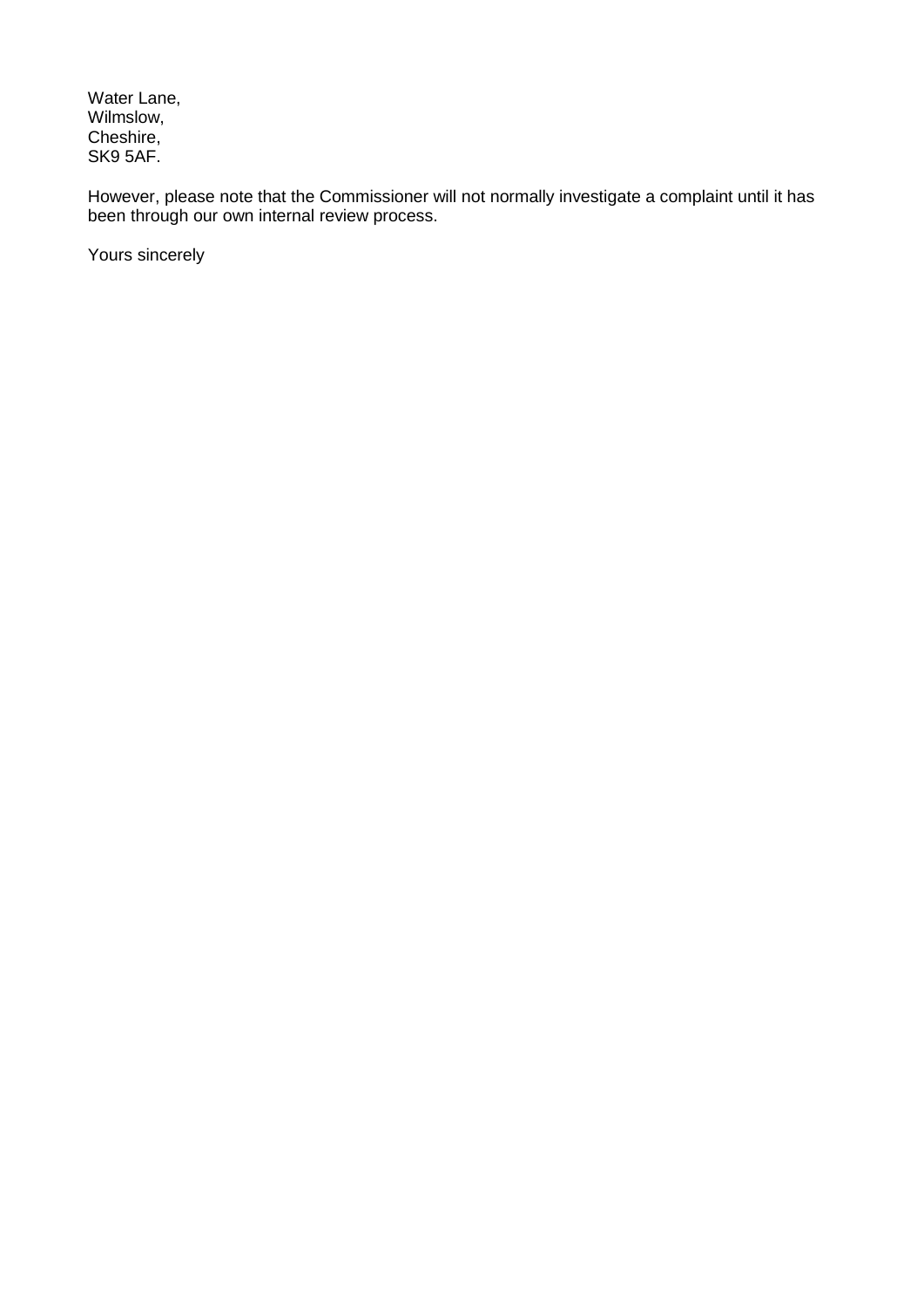Water Lane,
Wilmslow,
Cheshire,
SK9 5AF.

However, please note that the Commissioner will not normally investigate a complaint until it has been through our own internal review process.

Yours sincerely